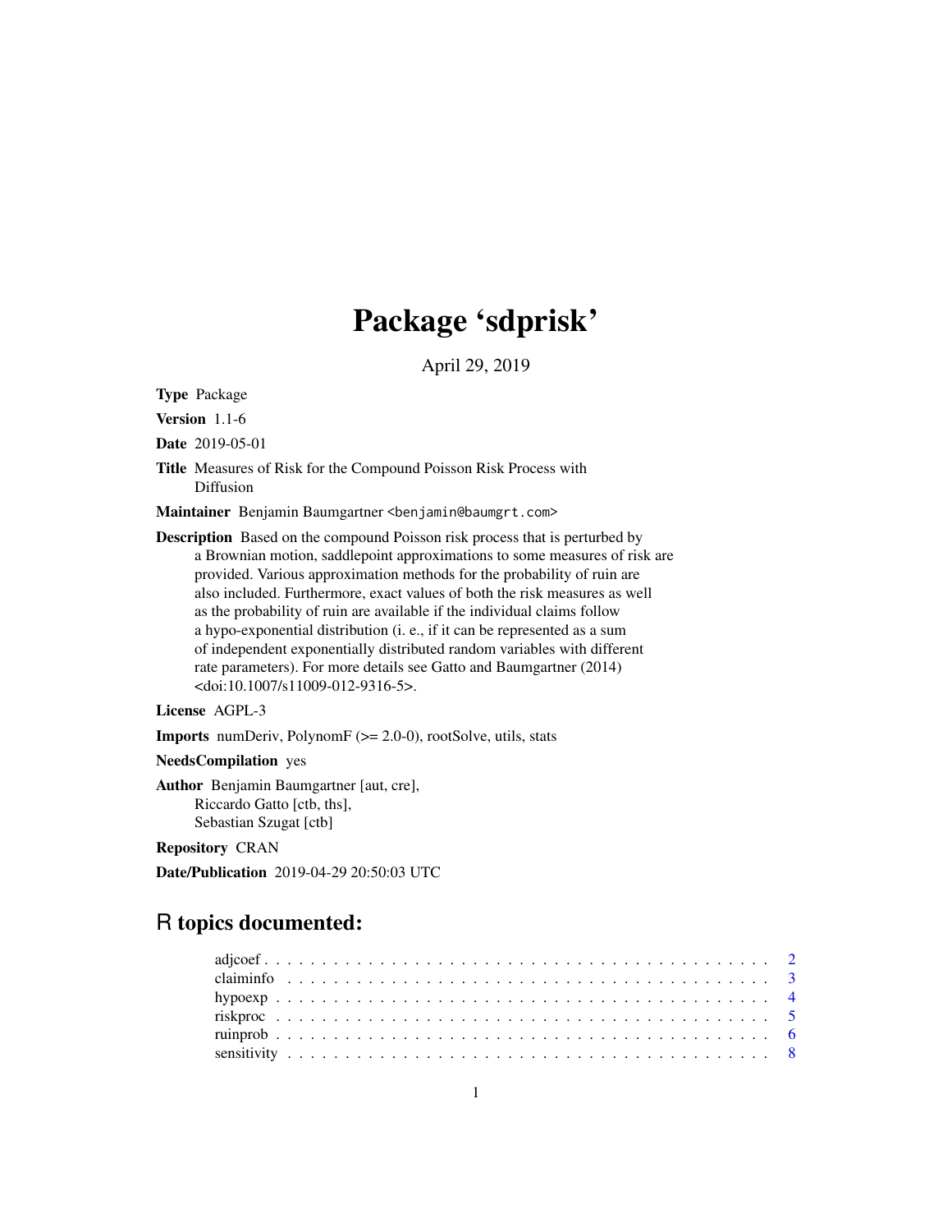# Package 'sdprisk'

April 29, 2019

**Type** Package

**Version** 1.1-6

**Date** 2019-05-01

**Title** Measures of Risk for the Compound Poisson Risk Process with Diffusion

**Maintainer** Benjamin Baumgartner <benjamin@baumgrt.com>

**Description** Based on the compound Poisson risk process that is perturbed by a Brownian motion, saddlepoint approximations to some measures of risk are provided. Various approximation methods for the probability of ruin are also included. Furthermore, exact values of both the risk measures as well as the probability of ruin are available if the individual claims follow a hypo-exponential distribution (i. e., if it can be represented as a sum of independent exponentially distributed random variables with different rate parameters). For more details see Gatto and Baumgartner (2014) <doi:10.1007/s11009-012-9316-5>.

**License** AGPL-3

**Imports** numDeriv, PolynomF (>= 2.0-0), rootSolve, utils, stats

**NeedsCompilation** yes

**Author** Benjamin Baumgartner [aut, cre], Riccardo Gatto [ctb, ths], Sebastian Szugat [ctb]

**Repository** CRAN

**Date/Publication** 2019-04-29 20:50:03 UTC

## R topics documented:

- adjcoef . . . . . . . . . . . . . . . . . . . . . . . . . . . . . . . . . . . . . . . . 2
- claiminfo . . . . . . . . . . . . . . . . . . . . . . . . . . . . . . . . . . . . . . . 3
- hypoexp . . . . . . . . . . . . . . . . . . . . . . . . . . . . . . . . . . . . . . . . 4
- riskproc . . . . . . . . . . . . . . . . . . . . . . . . . . . . . . . . . . . . . . . . 5
- ruinprob . . . . . . . . . . . . . . . . . . . . . . . . . . . . . . . . . . . . . . . . 6
- sensitivity . . . . . . . . . . . . . . . . . . . . . . . . . . . . . . . . . . . . . . . 8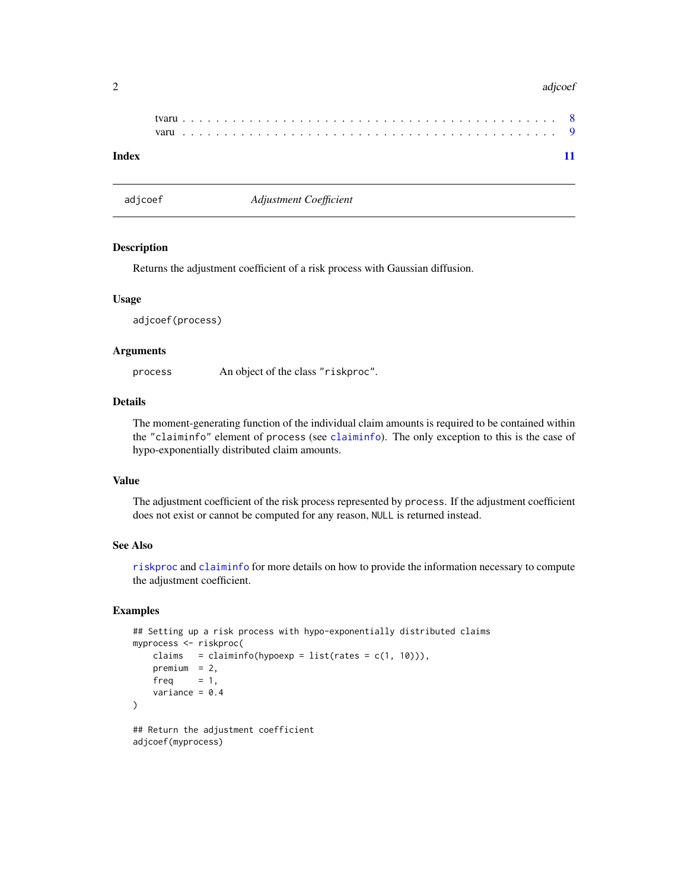tvaru . . . . . . . . . . . . . . . . . . . . . . . . . . . . . . . . . . . . . . . . 8
varu . . . . . . . . . . . . . . . . . . . . . . . . . . . . . . . . . . . . . . . . 9

**Index** 11

---

adjcoef *Adjustment Coefficient*

---

### Description

Returns the adjustment coefficient of a risk process with Gaussian diffusion.

### Usage

```
adjcoef(process)
```

### Arguments

`process` An object of the class `"riskproc"`.

### Details

The moment-generating function of the individual claim amounts is required to be contained within the `"claiminfo"` element of `process` (see `claiminfo`). The only exception to this is the case of hypo-exponentially distributed claim amounts.

### Value

The adjustment coefficient of the risk process represented by `process`. If the adjustment coefficient does not exist or cannot be computed for any reason, `NULL` is returned instead.

### See Also

`riskproc` and `claiminfo` for more details on how to provide the information necessary to compute the adjustment coefficient.

### Examples

```
## Setting up a risk process with hypo-exponentially distributed claims
myprocess <- riskproc(
    claims   = claiminfo(hypoexp = list(rates = c(1, 10))),
    premium  = 2,
    freq     = 1,
    variance = 0.4
)

## Return the adjustment coefficient
adjcoef(myprocess)
```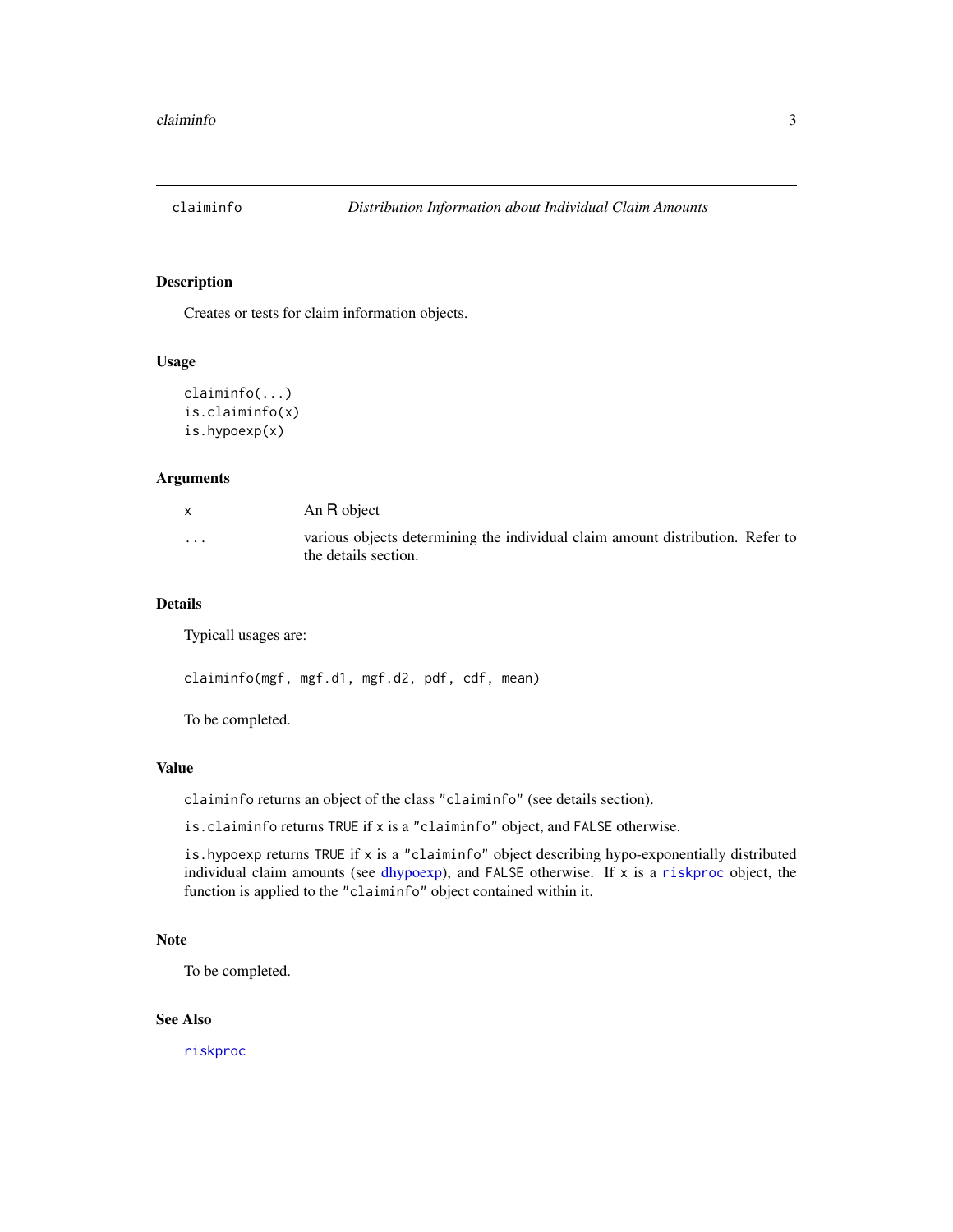# claiminfo — *Distribution Information about Individual Claim Amounts*

## Description

Creates or tests for claim information objects.

## Usage

```
claiminfo(...)
is.claiminfo(x)
is.hypoexp(x)
```

## Arguments

| | |
|---|---|
| `x` | An R object |
| `...` | various objects determining the individual claim amount distribution. Refer to the details section. |

## Details

Typicall usages are:

```
claiminfo(mgf, mgf.d1, mgf.d2, pdf, cdf, mean)
```

To be completed.

## Value

`claiminfo` returns an object of the class `"claiminfo"` (see details section).

`is.claiminfo` returns `TRUE` if `x` is a `"claiminfo"` object, and `FALSE` otherwise.

`is.hypoexp` returns `TRUE` if `x` is a `"claiminfo"` object describing hypo-exponentially distributed individual claim amounts (see dhypoexp), and `FALSE` otherwise. If `x` is a `riskproc` object, the function is applied to the `"claiminfo"` object contained within it.

## Note

To be completed.

## See Also

`riskproc`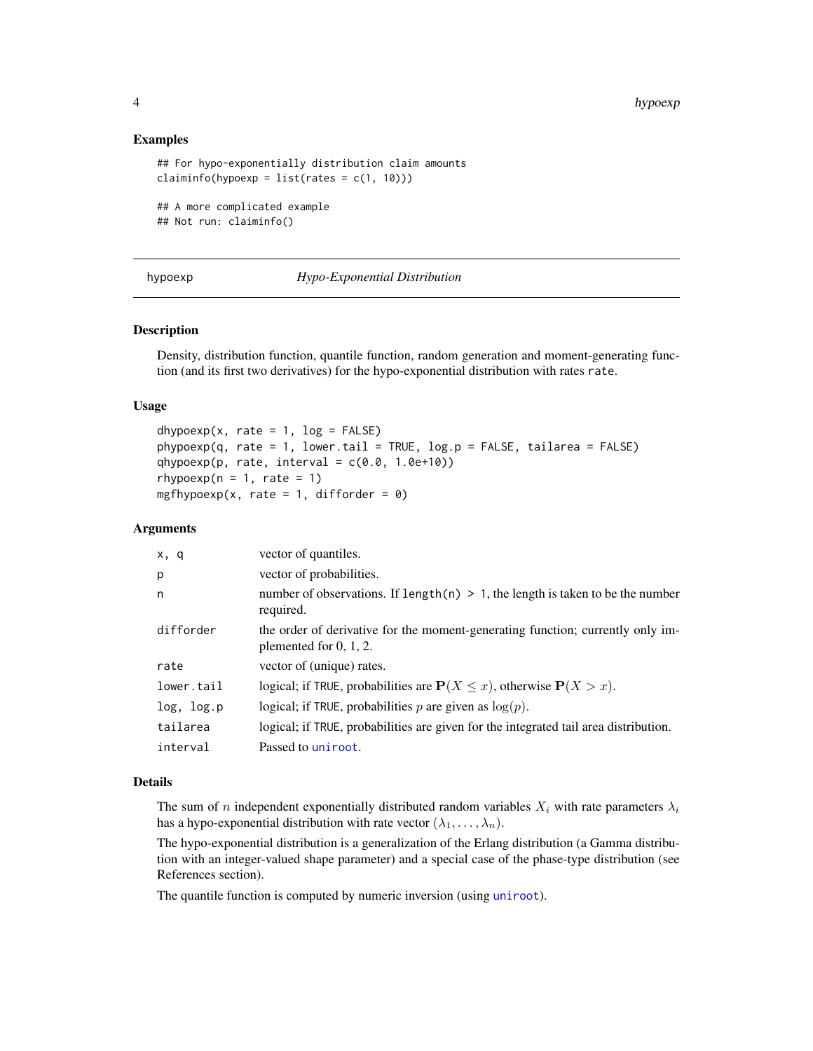## Examples

```
## For hypo-exponentially distribution claim amounts
claiminfo(hypoexp = list(rates = c(1, 10)))

## A more complicated example
## Not run: claiminfo()
```

---

hypoexp *Hypo-Exponential Distribution*

---

### Description

Density, distribution function, quantile function, random generation and moment-generating function (and its first two derivatives) for the hypo-exponential distribution with rates `rate`.

### Usage

```
dhypoexp(x, rate = 1, log = FALSE)
phypoexp(q, rate = 1, lower.tail = TRUE, log.p = FALSE, tailarea = FALSE)
qhypoexp(p, rate, interval = c(0.0, 1.0e+10))
rhypoexp(n = 1, rate = 1)
mgfhypoexp(x, rate = 1, difforder = 0)
```

### Arguments

| | |
|---|---|
| `x, q` | vector of quantiles. |
| `p` | vector of probabilities. |
| `n` | number of observations. If `length(n) > 1`, the length is taken to be the number required. |
| `difforder` | the order of derivative for the moment-generating function; currently only implemented for 0, 1, 2. |
| `rate` | vector of (unique) rates. |
| `lower.tail` | logical; if `TRUE`, probabilities are $\mathbf{P}(X \leq x)$, otherwise $\mathbf{P}(X > x)$. |
| `log, log.p` | logical; if `TRUE`, probabilities $p$ are given as $\log(p)$. |
| `tailarea` | logical; if `TRUE`, probabilities are given for the integrated tail area distribution. |
| `interval` | Passed to `uniroot`. |

### Details

The sum of $n$ independent exponentially distributed random variables $X_i$ with rate parameters $\lambda_i$ has a hypo-exponential distribution with rate vector $(\lambda_1, \ldots, \lambda_n)$.

The hypo-exponential distribution is a generalization of the Erlang distribution (a Gamma distribution with an integer-valued shape parameter) and a special case of the phase-type distribution (see References section).

The quantile function is computed by numeric inversion (using `uniroot`).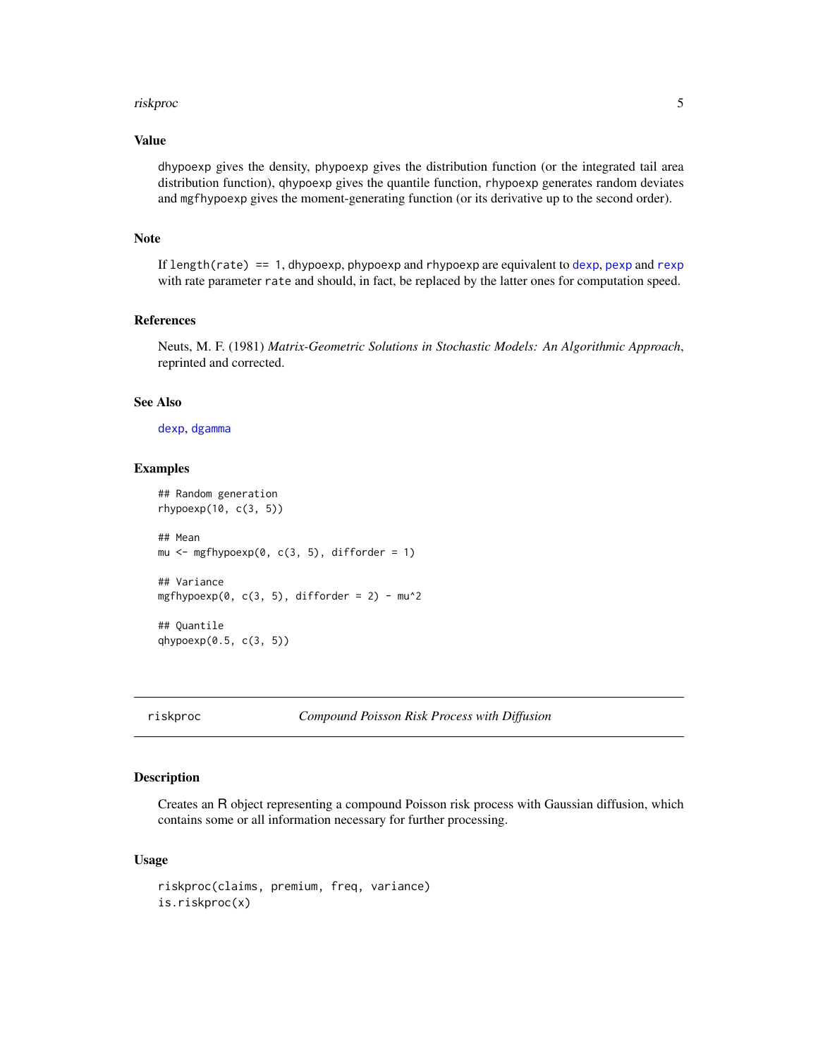## Value

dhypoexp gives the density, phypoexp gives the distribution function (or the integrated tail area distribution function), qhypoexp gives the quantile function, rhypoexp generates random deviates and mgfhypoexp gives the moment-generating function (or its derivative up to the second order).

## Note

If length(rate) == 1, dhypoexp, phypoexp and rhypoexp are equivalent to dexp, pexp and rexp with rate parameter rate and should, in fact, be replaced by the latter ones for computation speed.

## References

Neuts, M. F. (1981) *Matrix-Geometric Solutions in Stochastic Models: An Algorithmic Approach*, reprinted and corrected.

## See Also

dexp, dgamma

## Examples

```
## Random generation
rhypoexp(10, c(3, 5))

## Mean
mu <- mgfhypoexp(0, c(3, 5), difforder = 1)

## Variance
mgfhypoexp(0, c(3, 5), difforder = 2) - mu^2

## Quantile
qhypoexp(0.5, c(3, 5))
```

---

# riskproc — *Compound Poisson Risk Process with Diffusion*

## Description

Creates an R object representing a compound Poisson risk process with Gaussian diffusion, which contains some or all information necessary for further processing.

## Usage

```
riskproc(claims, premium, freq, variance)
is.riskproc(x)
```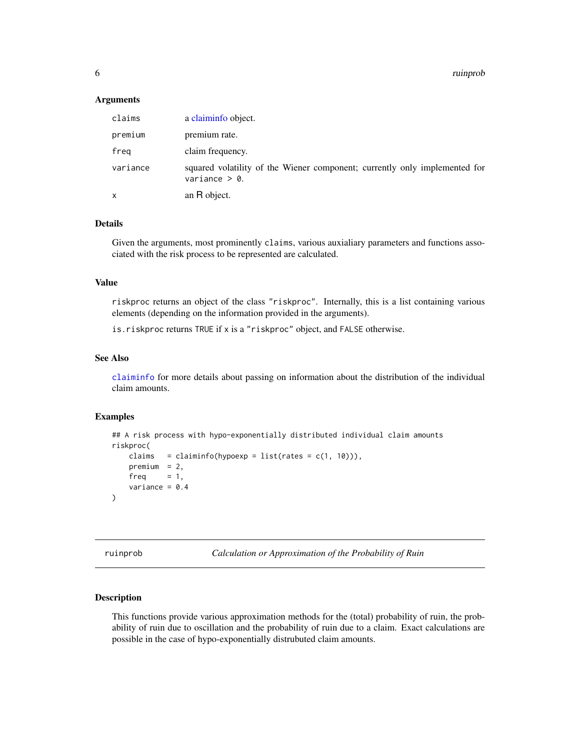### Arguments

| | |
|---|---|
| `claims` | a claiminfo object. |
| `premium` | premium rate. |
| `freq` | claim frequency. |
| `variance` | squared volatility of the Wiener component; currently only implemented for `variance > 0`. |
| `x` | an R object. |

### Details

Given the arguments, most prominently `claims`, various auxialiary parameters and functions associated with the risk process to be represented are calculated.

### Value

`riskproc` returns an object of the class `"riskproc"`. Internally, this is a list containing various elements (depending on the information provided in the arguments).

`is.riskproc` returns `TRUE` if `x` is a `"riskproc"` object, and `FALSE` otherwise.

### See Also

`claiminfo` for more details about passing on information about the distribution of the individual claim amounts.

### Examples

```
## A risk process with hypo-exponentially distributed individual claim amounts
riskproc(
    claims   = claiminfo(hypoexp = list(rates = c(1, 10))),
    premium  = 2,
    freq     = 1,
    variance = 0.4
)
```

---

## ruinprob *Calculation or Approximation of the Probability of Ruin*

### Description

This functions provide various approximation methods for the (total) probability of ruin, the probability of ruin due to oscillation and the probability of ruin due to a claim. Exact calculations are possible in the case of hypo-exponentially distrubuted claim amounts.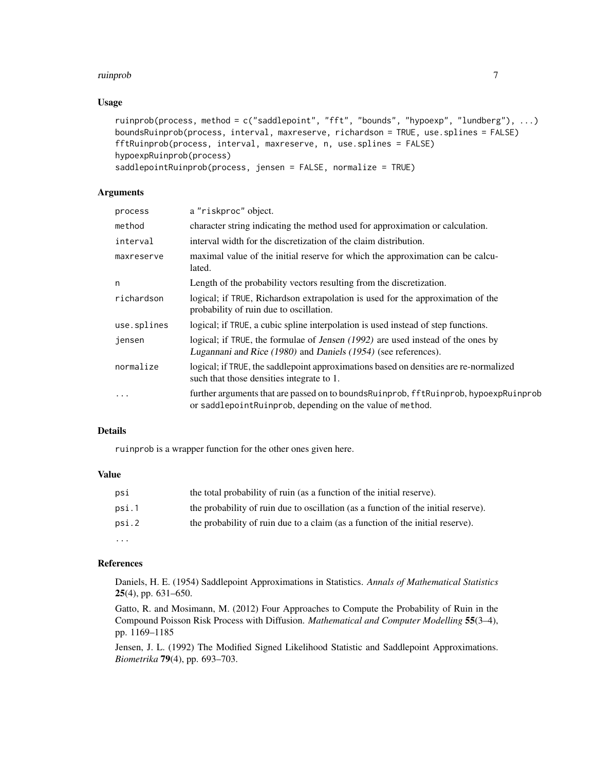### Usage

```
ruinprob(process, method = c("saddlepoint", "fft", "bounds", "hypoexp", "lundberg"), ...)
boundsRuinprob(process, interval, maxreserve, richardson = TRUE, use.splines = FALSE)
fftRuinprob(process, interval, maxreserve, n, use.splines = FALSE)
hypoexpRuinprob(process)
saddlepointRuinprob(process, jensen = FALSE, normalize = TRUE)
```

### Arguments

| | |
|---|---|
| `process` | a "riskproc" object. |
| `method` | character string indicating the method used for approximation or calculation. |
| `interval` | interval width for the discretization of the claim distribution. |
| `maxreserve` | maximal value of the initial reserve for which the approximation can be calculated. |
| `n` | Length of the probability vectors resulting from the discretization. |
| `richardson` | logical; if TRUE, Richardson extrapolation is used for the approximation of the probability of ruin due to oscillation. |
| `use.splines` | logical; if TRUE, a cubic spline interpolation is used instead of step functions. |
| `jensen` | logical; if TRUE, the formulae of *Jensen (1992)* are used instead of the ones by *Lugannani and Rice (1980)* and *Daniels (1954)* (see references). |
| `normalize` | logical; if TRUE, the saddlepoint approximations based on densities are re-normalized such that those densities integrate to 1. |
| `...` | further arguments that are passed on to `boundsRuinprob`, `fftRuinprob`, `hypoexpRuinprob` or `saddlepointRuinprob`, depending on the value of `method`. |

### Details

`ruinprob` is a wrapper function for the other ones given here.

### Value

| | |
|---|---|
| `psi` | the total probability of ruin (as a function of the initial reserve). |
| `psi.1` | the probability of ruin due to oscillation (as a function of the initial reserve). |
| `psi.2` | the probability of ruin due to a claim (as a function of the initial reserve). |
| `...` | |

### References

Daniels, H. E. (1954) Saddlepoint Approximations in Statistics. *Annals of Mathematical Statistics* **25**(4), pp. 631–650.

Gatto, R. and Mosimann, M. (2012) Four Approaches to Compute the Probability of Ruin in the Compound Poisson Risk Process with Diffusion. *Mathematical and Computer Modelling* **55**(3–4), pp. 1169–1185

Jensen, J. L. (1992) The Modified Signed Likelihood Statistic and Saddlepoint Approximations. *Biometrika* **79**(4), pp. 693–703.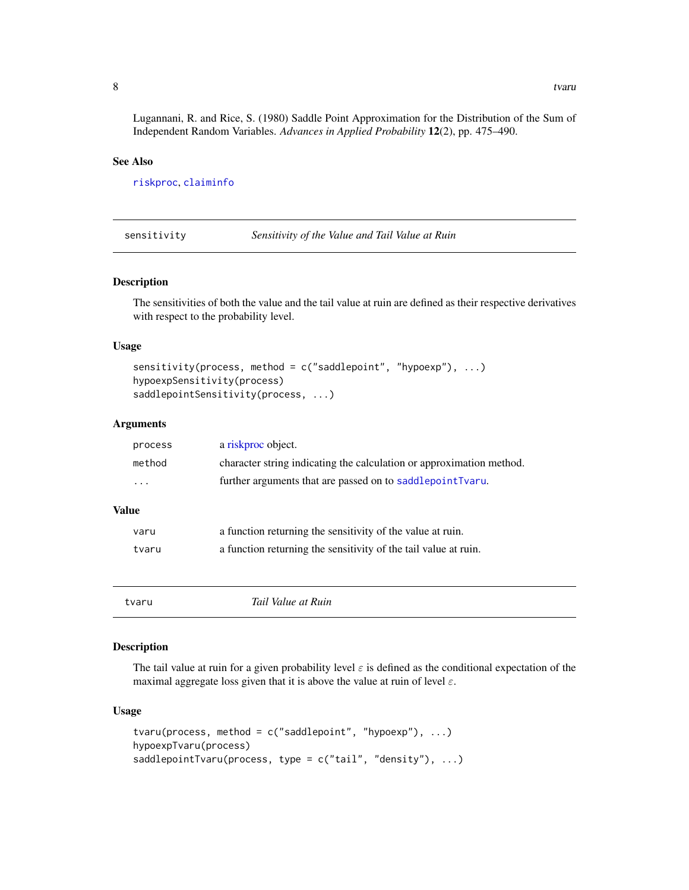Lugannani, R. and Rice, S. (1980) Saddle Point Approximation for the Distribution of the Sum of Independent Random Variables. *Advances in Applied Probability* **12**(2), pp. 475–490.

### See Also

`riskproc`, `claiminfo`

---

## sensitivity — *Sensitivity of the Value and Tail Value at Ruin*

### Description

The sensitivities of both the value and the tail value at ruin are defined as their respective derivatives with respect to the probability level.

### Usage

```
sensitivity(process, method = c("saddlepoint", "hypoexp"), ...)
hypoexpSensitivity(process)
saddlepointSensitivity(process, ...)
```

### Arguments

| | |
|---|---|
| `process` | a riskproc object. |
| `method` | character string indicating the calculation or approximation method. |
| `...` | further arguments that are passed on to `saddlepointTvaru`. |

### Value

| | |
|---|---|
| `varu` | a function returning the sensitivity of the value at ruin. |
| `tvaru` | a function returning the sensitivity of the tail value at ruin. |

---

## tvaru — *Tail Value at Ruin*

### Description

The tail value at ruin for a given probability level $\varepsilon$ is defined as the conditional expectation of the maximal aggregate loss given that it is above the value at ruin of level $\varepsilon$.

### Usage

```
tvaru(process, method = c("saddlepoint", "hypoexp"), ...)
hypoexpTvaru(process)
saddlepointTvaru(process, type = c("tail", "density"), ...)
```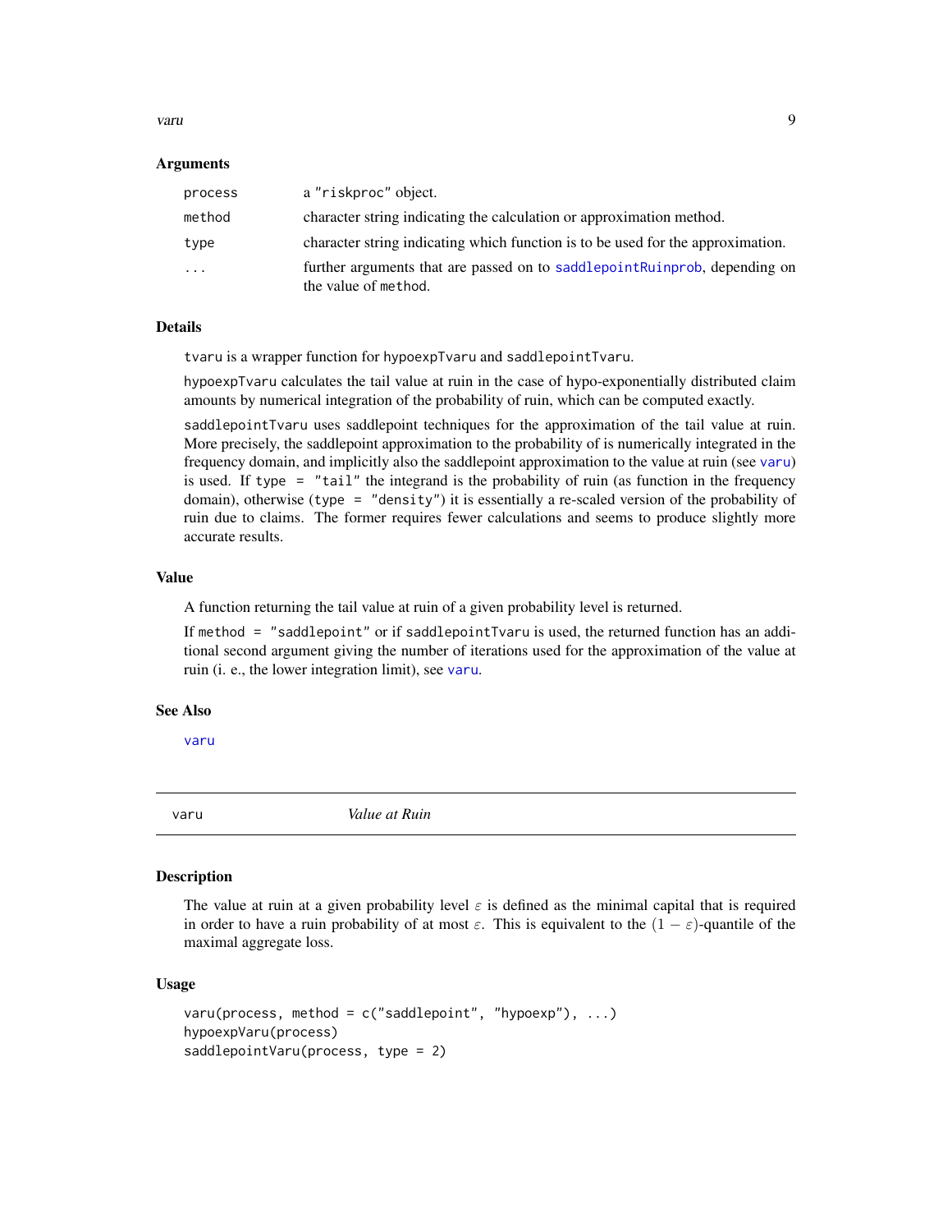### Arguments

| | |
|---|---|
| `process` | a "riskproc" object. |
| `method` | character string indicating the calculation or approximation method. |
| `type` | character string indicating which function is to be used for the approximation. |
| `...` | further arguments that are passed on to `saddlepointRuinprob`, depending on the value of `method`. |

### Details

`tvaru` is a wrapper function for `hypoexpTvaru` and `saddlepointTvaru`.

`hypoexpTvaru` calculates the tail value at ruin in the case of hypo-exponentially distributed claim amounts by numerical integration of the probability of ruin, which can be computed exactly.

`saddlepointTvaru` uses saddlepoint techniques for the approximation of the tail value at ruin. More precisely, the saddlepoint approximation to the probability of is numerically integrated in the frequency domain, and implicitly also the saddlepoint approximation to the value at ruin (see `varu`) is used. If `type = "tail"` the integrand is the probability of ruin (as function in the frequency domain), otherwise (`type = "density"`) it is essentially a re-scaled version of the probability of ruin due to claims. The former requires fewer calculations and seems to produce slightly more accurate results.

### Value

A function returning the tail value at ruin of a given probability level is returned.

If `method = "saddlepoint"` or if `saddlepointTvaru` is used, the returned function has an additional second argument giving the number of iterations used for the approximation of the value at ruin (i. e., the lower integration limit), see `varu`.

### See Also

`varu`

---

## varu *Value at Ruin*

### Description

The value at ruin at a given probability level $\varepsilon$ is defined as the minimal capital that is required in order to have a ruin probability of at most $\varepsilon$. This is equivalent to the $(1 - \varepsilon)$-quantile of the maximal aggregate loss.

### Usage

```
varu(process, method = c("saddlepoint", "hypoexp"), ...)
hypoexpVaru(process)
saddlepointVaru(process, type = 2)
```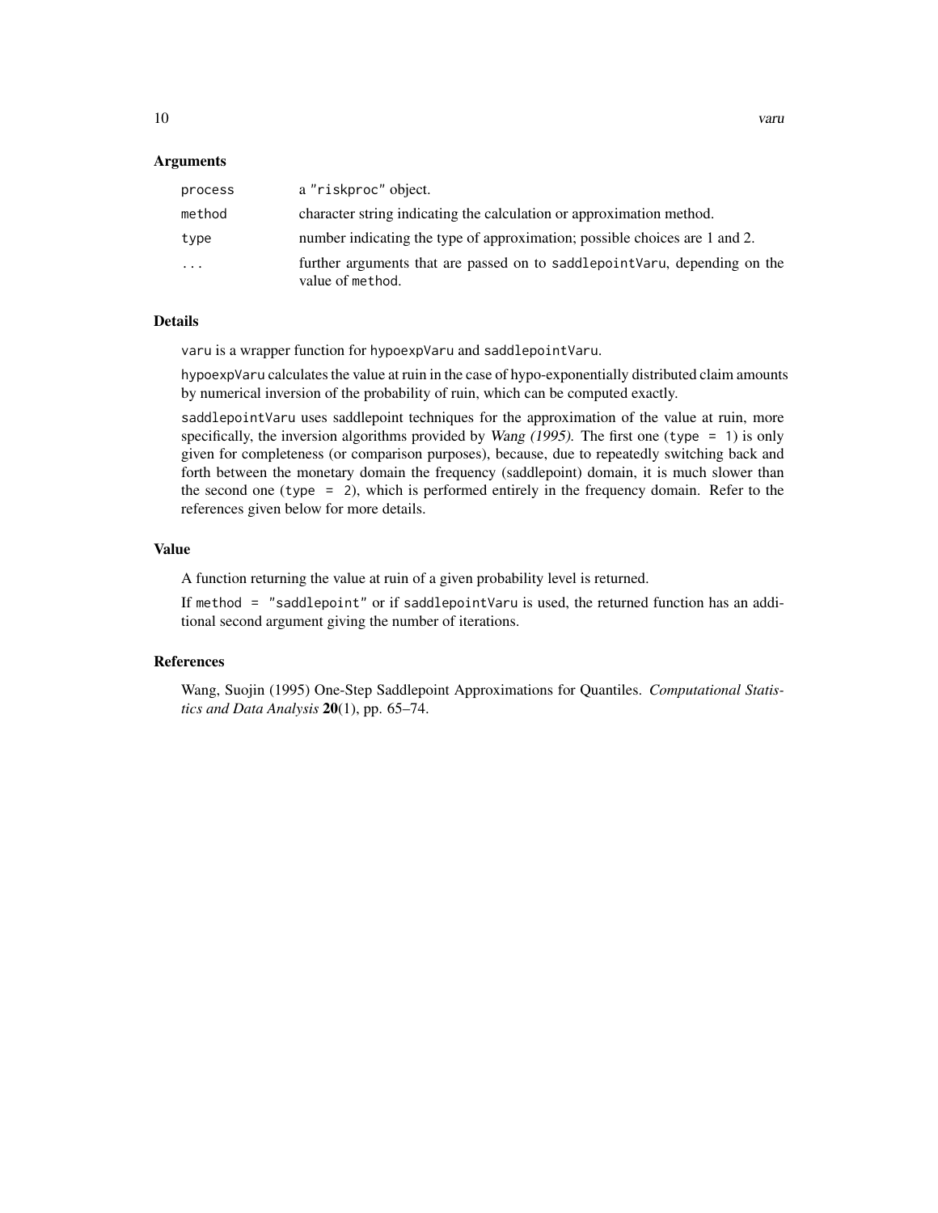## Arguments

| | |
|---|---|
| `process` | a `"riskproc"` object. |
| `method` | character string indicating the calculation or approximation method. |
| `type` | number indicating the type of approximation; possible choices are 1 and 2. |
| `...` | further arguments that are passed on to `saddlepointVaru`, depending on the value of `method`. |

## Details

`varu` is a wrapper function for `hypoexpVaru` and `saddlepointVaru`.

`hypoexpVaru` calculates the value at ruin in the case of hypo-exponentially distributed claim amounts by numerical inversion of the probability of ruin, which can be computed exactly.

`saddlepointVaru` uses saddlepoint techniques for the approximation of the value at ruin, more specifically, the inversion algorithms provided by *Wang (1995)*. The first one (`type = 1`) is only given for completeness (or comparison purposes), because, due to repeatedly switching back and forth between the monetary domain the frequency (saddlepoint) domain, it is much slower than the second one (`type = 2`), which is performed entirely in the frequency domain. Refer to the references given below for more details.

## Value

A function returning the value at ruin of a given probability level is returned.

If `method = "saddlepoint"` or if `saddlepointVaru` is used, the returned function has an additional second argument giving the number of iterations.

## References

Wang, Suojin (1995) One-Step Saddlepoint Approximations for Quantiles. *Computational Statistics and Data Analysis* **20**(1), pp. 65–74.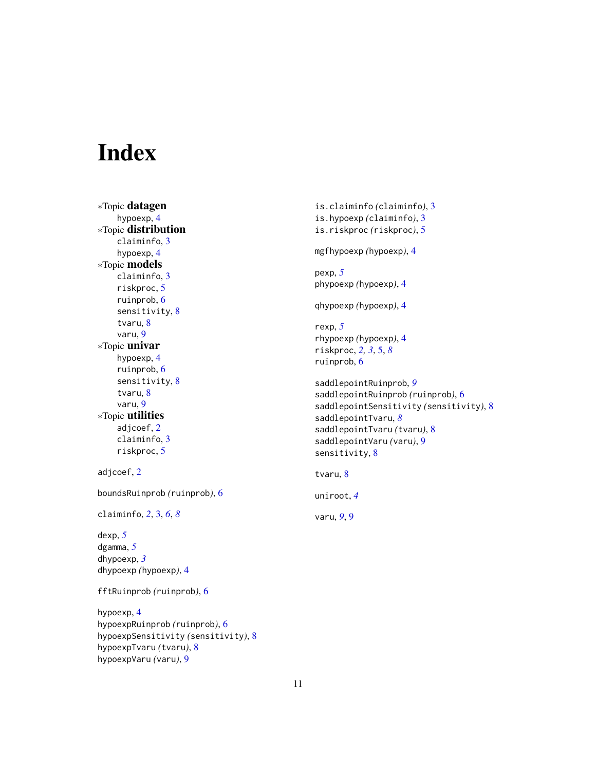# Index

∗Topic **datagen**
  hypoexp, 4
∗Topic **distribution**
  claiminfo, 3
  hypoexp, 4
∗Topic **models**
  claiminfo, 3
  riskproc, 5
  ruinprob, 6
  sensitivity, 8
  tvaru, 8
  varu, 9
∗Topic **univar**
  hypoexp, 4
  ruinprob, 6
  sensitivity, 8
  tvaru, 8
  varu, 9
∗Topic **utilities**
  adjcoef, 2
  claiminfo, 3
  riskproc, 5

adjcoef, 2

boundsRuinprob *(ruinprob)*, 6

claiminfo, *2*, 3, *6*, *8*

dexp, *5*
dgamma, *5*
dhypoexp, *3*
dhypoexp *(hypoexp)*, 4

fftRuinprob *(ruinprob)*, 6

hypoexp, 4
hypoexpRuinprob *(ruinprob)*, 6
hypoexpSensitivity *(sensitivity)*, 8
hypoexpTvaru *(tvaru)*, 8
hypoexpVaru *(varu)*, 9

is.claiminfo *(claiminfo)*, 3
is.hypoexp *(claiminfo)*, 3
is.riskproc *(riskproc)*, 5

mgfhypoexp *(hypoexp)*, 4

pexp, *5*
phypoexp *(hypoexp)*, 4

qhypoexp *(hypoexp)*, 4

rexp, *5*
rhypoexp *(hypoexp)*, 4
riskproc, *2*, *3*, 5, *8*
ruinprob, 6

saddlepointRuinprob, *9*
saddlepointRuinprob *(ruinprob)*, 6
saddlepointSensitivity *(sensitivity)*, 8
saddlepointTvaru, *8*
saddlepointTvaru *(tvaru)*, 8
saddlepointVaru *(varu)*, 9
sensitivity, 8

tvaru, 8

uniroot, *4*

varu, *9*, 9